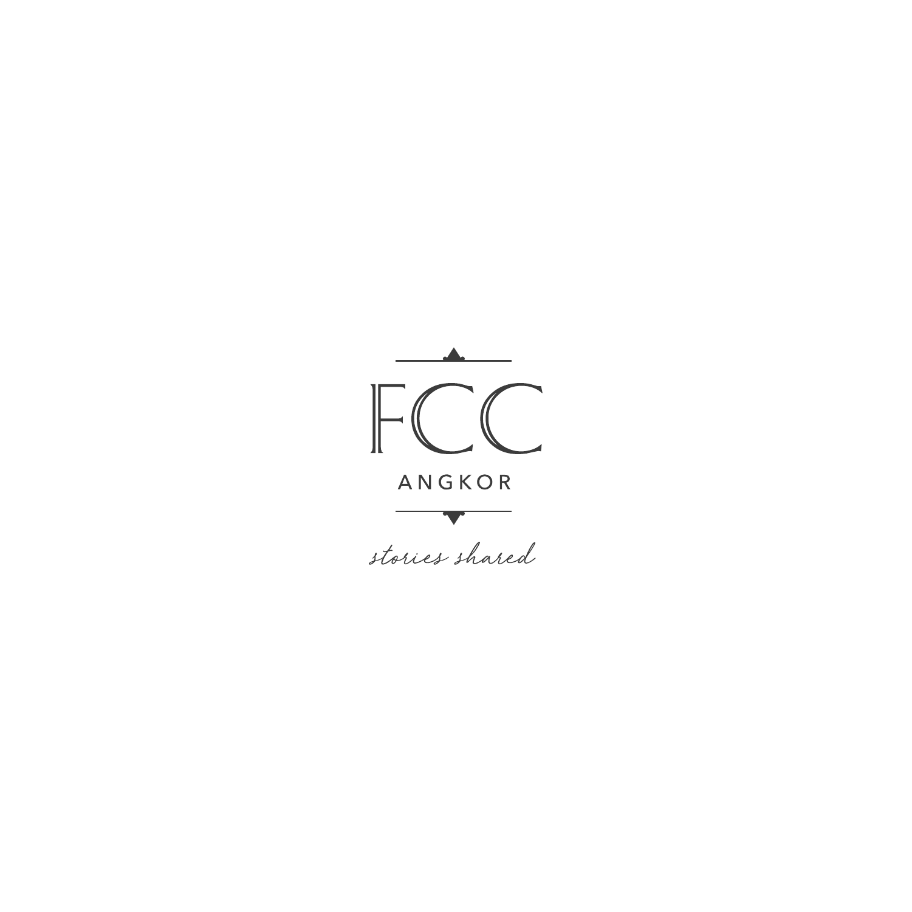# FCC

## ANGKOR

*stories shared*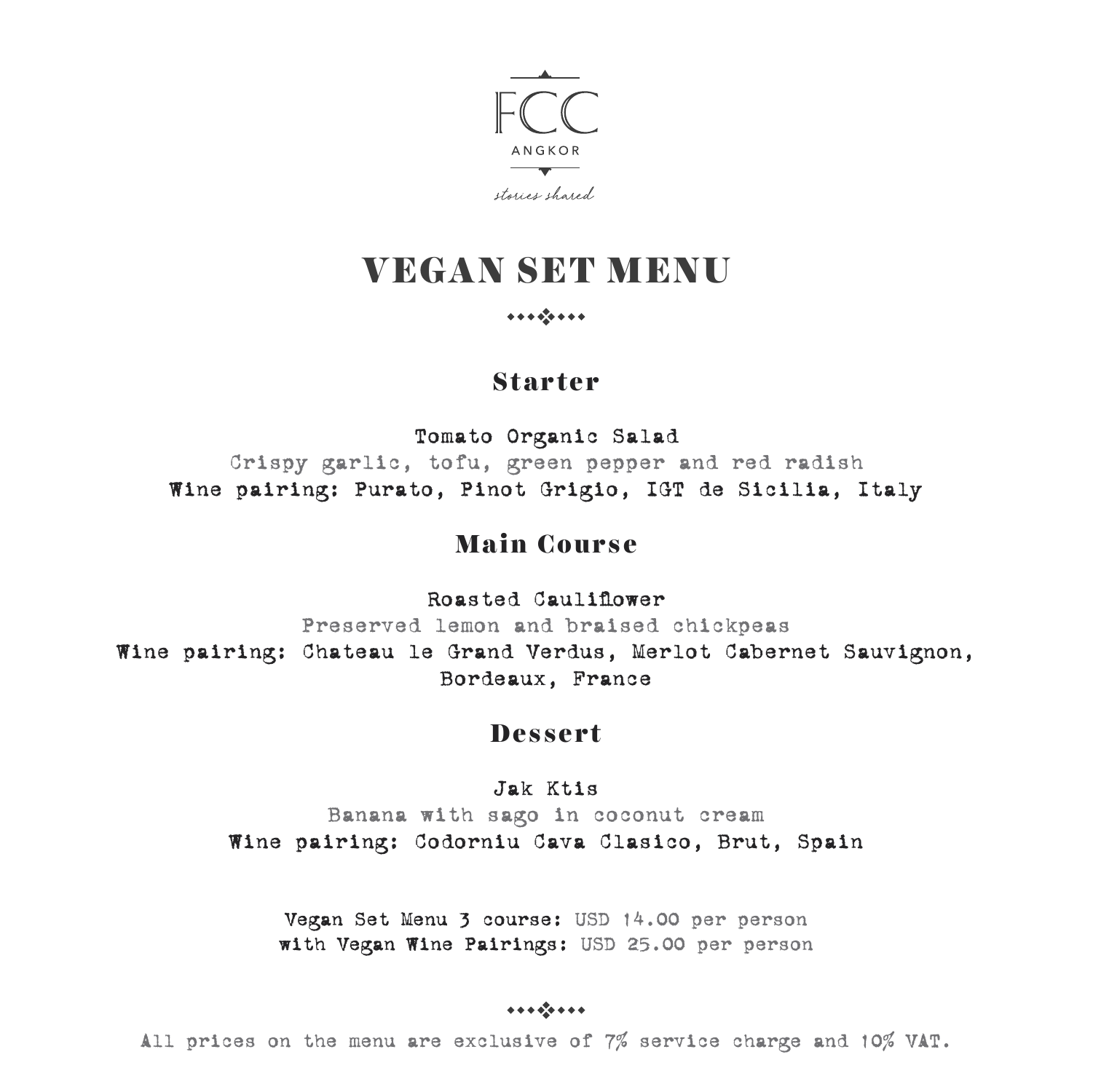FCC

ANGKOR

*stories shared*

# VEGAN SET MENU

## Starter

**Tomato Organic Salad**
Crispy garlic, tofu, green pepper and red radish
**Wine pairing: Purato, Pinot Grigio, IGT de Sicilia, Italy**

## Main Course

**Roasted Cauliflower**
Preserved lemon and braised chickpeas
**Wine pairing: Chateau le Grand Verdus, Merlot Cabernet Sauvignon, Bordeaux, France**

## Dessert

**Jak Ktis**
Banana with sago in coconut cream
**Wine pairing: Codorniu Cava Clasico, Brut, Spain**

**Vegan Set Menu 3 course:** USD 14.00 per person
**with Vegan Wine Pairings:** USD 25.00 per person

All prices on the menu are exclusive of 7% service charge and 10% VAT.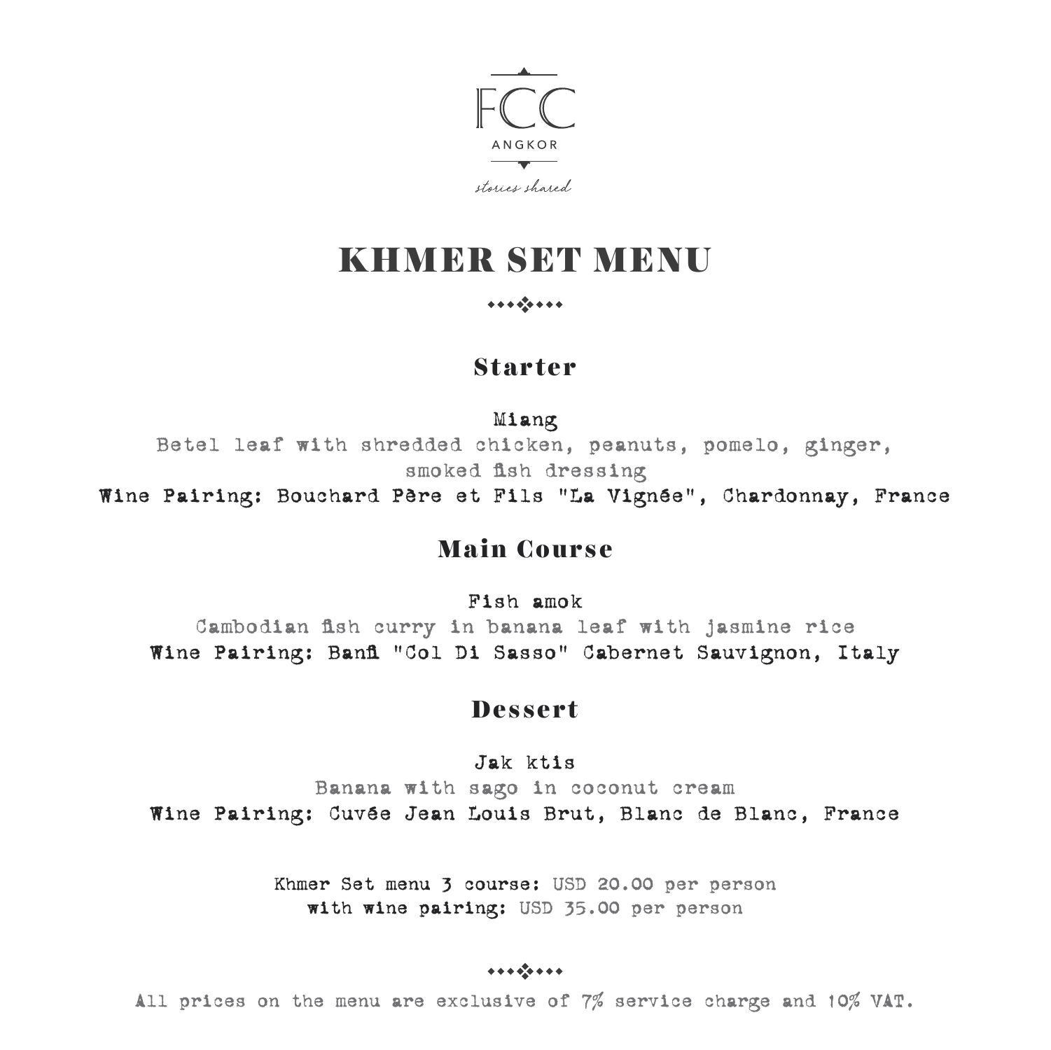FCC

ANGKOR

stories shared

# KHMER SET MENU

## Starter

**Miang**

Betel leaf with shredded chicken, peanuts, pomelo, ginger, smoked fish dressing

**Wine Pairing: Bouchard Père et Fils "La Vignée", Chardonnay, France**

## Main Course

**Fish amok**

Cambodian fish curry in banana leaf with jasmine rice

**Wine Pairing: Banfi "Col Di Sasso" Cabernet Sauvignon, Italy**

## Dessert

**Jak ktis**

Banana with sago in coconut cream

**Wine Pairing: Cuvée Jean Louis Brut, Blanc de Blanc, France**

**Khmer Set menu 3 course:** USD 20.00 per person
**with wine pairing:** USD 35.00 per person

All prices on the menu are exclusive of 7% service charge and 10% VAT.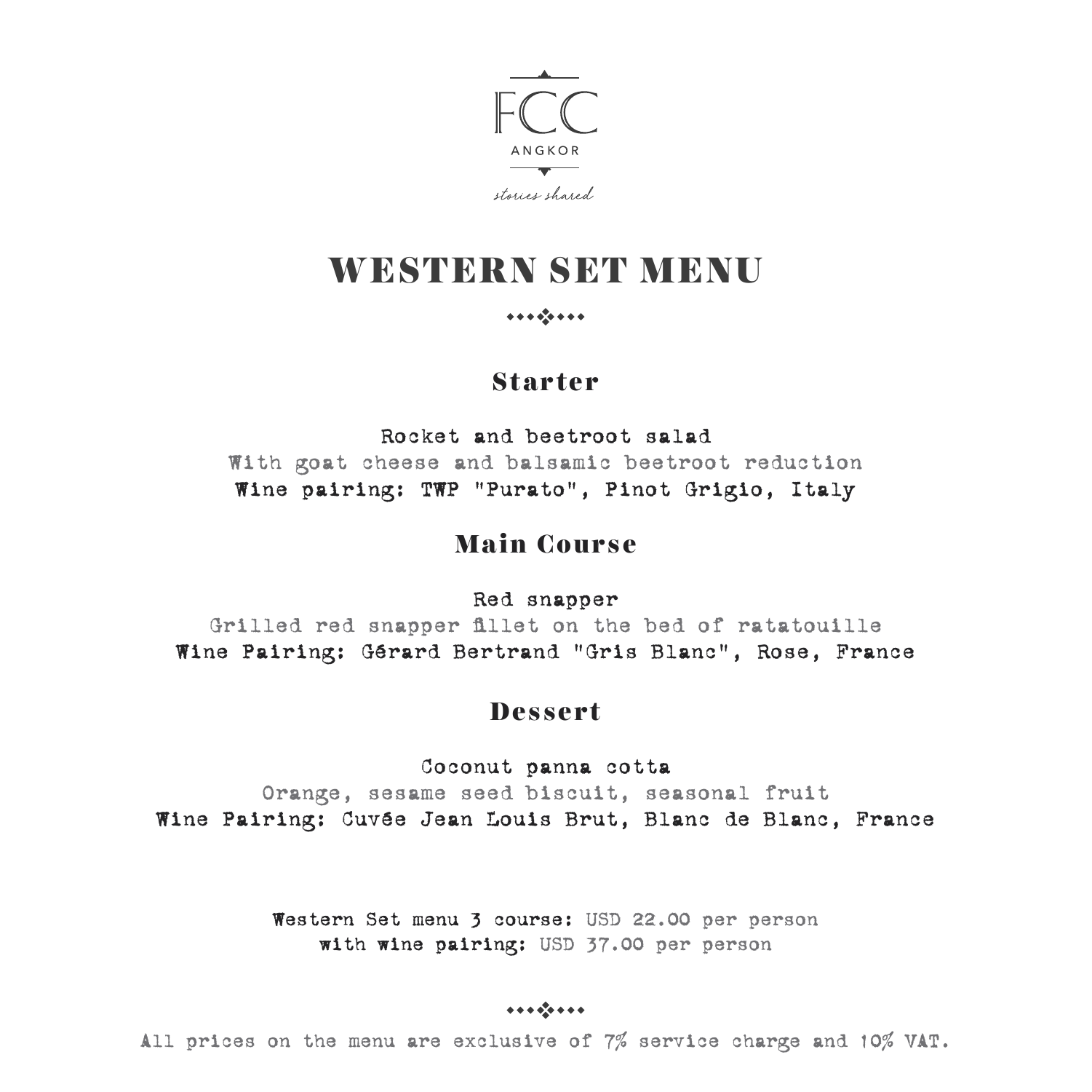FCC

ANGKOR

*stories shared*

# WESTERN SET MENU

## Starter

Rocket and beetroot salad
With goat cheese and balsamic beetroot reduction
**Wine pairing: TWP "Purato", Pinot Grigio, Italy**

## Main Course

Red snapper
Grilled red snapper fillet on the bed of ratatouille
**Wine Pairing: Gérard Bertrand "Gris Blanc", Rose, France**

## Dessert

Coconut panna cotta
Orange, sesame seed biscuit, seasonal fruit
**Wine Pairing: Cuvée Jean Louis Brut, Blanc de Blanc, France**

**Western Set menu 3 course:** USD 22.00 per person
**with wine pairing:** USD 37.00 per person

All prices on the menu are exclusive of 7% service charge and 10% VAT.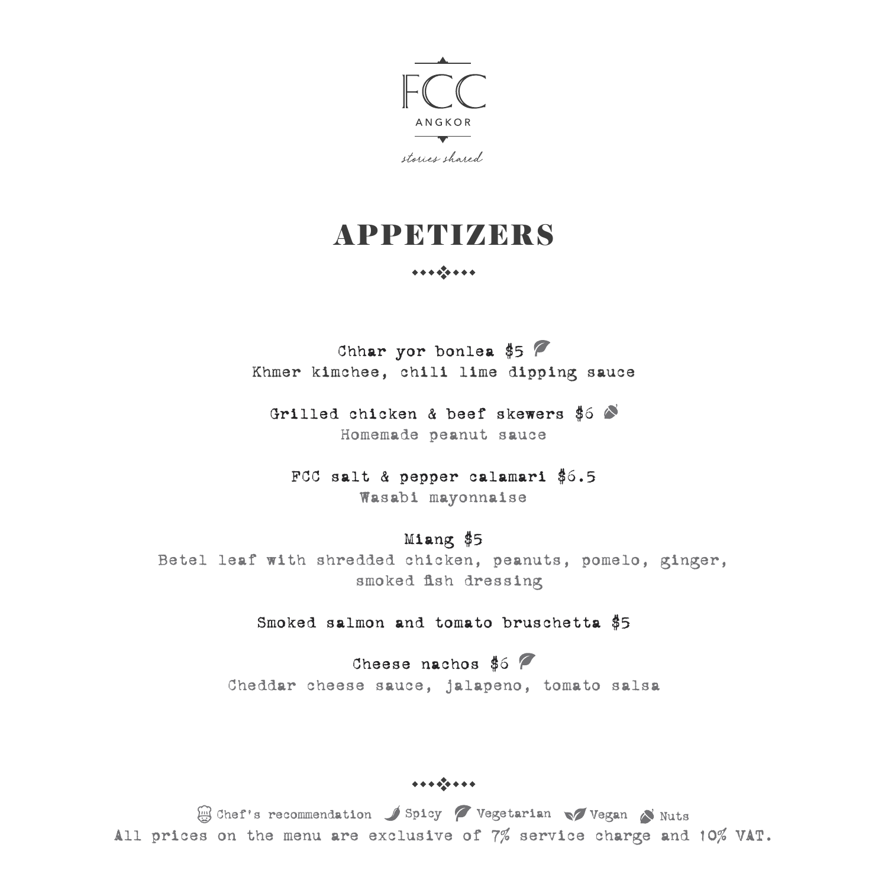FCC

ANGKOR

*stories shared*

# APPETIZERS

**Chhar yor bonlea $5** (Vegetarian)
Khmer kimchee, chili lime dipping sauce

**Grilled chicken & beef skewers $6** (Nuts)
Homemade peanut sauce

**FCC salt & pepper calamari $6.5**
Wasabi mayonnaise

**Miang $5**
Betel leaf with shredded chicken, peanuts, pomelo, ginger, smoked fish dressing

**Smoked salmon and tomato bruschetta $5**

**Cheese nachos $6** (Vegetarian)
Cheddar cheese sauce, jalapeno, tomato salsa

Chef's recommendation | Spicy | Vegetarian | Vegan | Nuts

All prices on the menu are exclusive of 7% service charge and 10% VAT.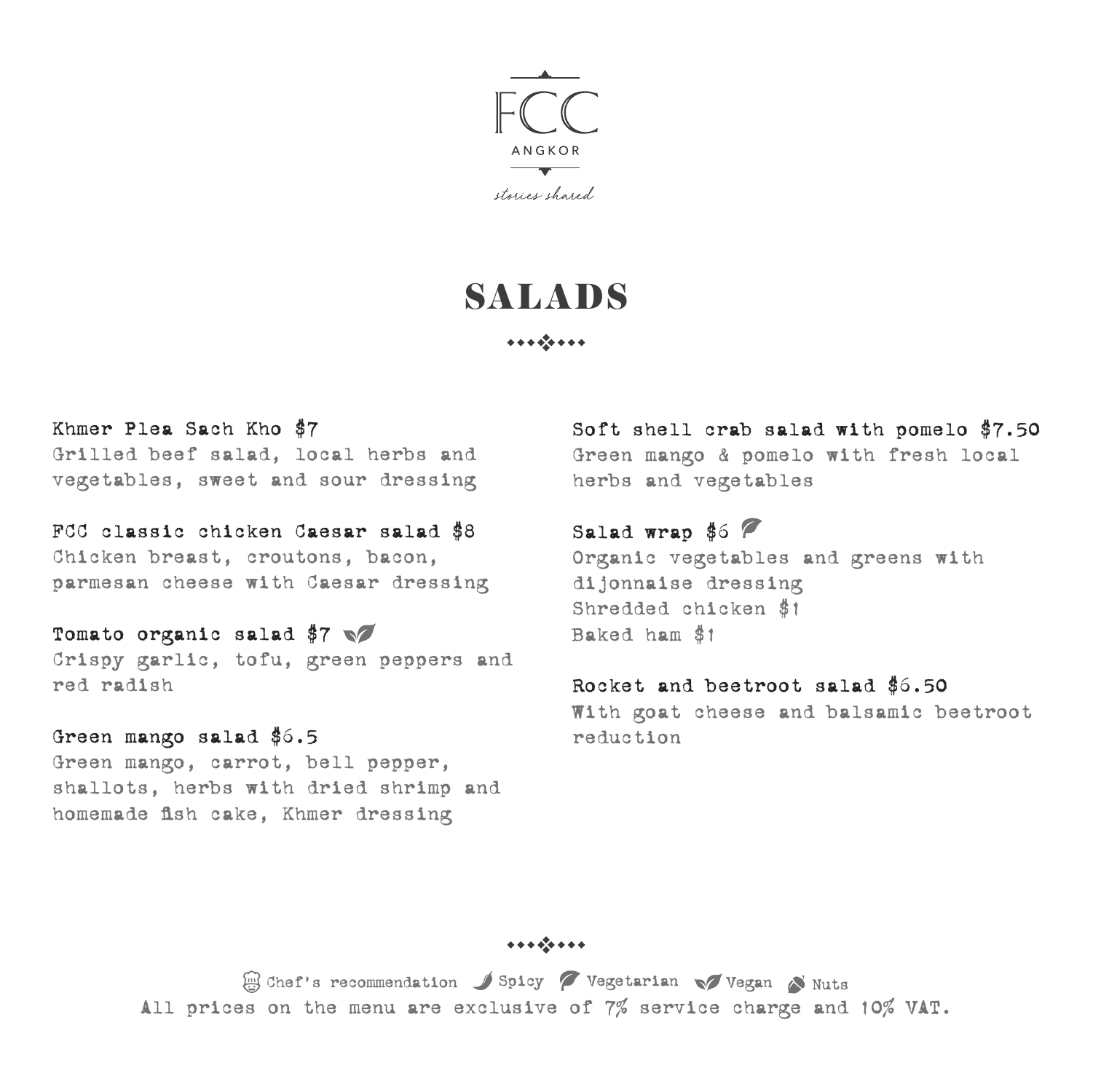FCC
ANGKOR
*stories shared*

# SALADS

**Khmer Plea Sach Kho $7**
Grilled beef salad, local herbs and vegetables, sweet and sour dressing

**FCC classic chicken Caesar salad $8**
Chicken breast, croutons, bacon, parmesan cheese with Caesar dressing

**Tomato organic salad $7** (Vegan)
Crispy garlic, tofu, green peppers and red radish

**Green mango salad $6.5**
Green mango, carrot, bell pepper, shallots, herbs with dried shrimp and homemade fish cake, Khmer dressing

**Soft shell crab salad with pomelo $7.50**
Green mango & pomelo with fresh local herbs and vegetables

**Salad wrap $6** (Vegetarian)
Organic vegetables and greens with dijonnaise dressing
Shredded chicken $1
Baked ham $1

**Rocket and beetroot salad $6.50**
With goat cheese and balsamic beetroot reduction

Chef's recommendation · Spicy · Vegetarian · Vegan · Nuts

All prices on the menu are exclusive of 7% service charge and 10% VAT.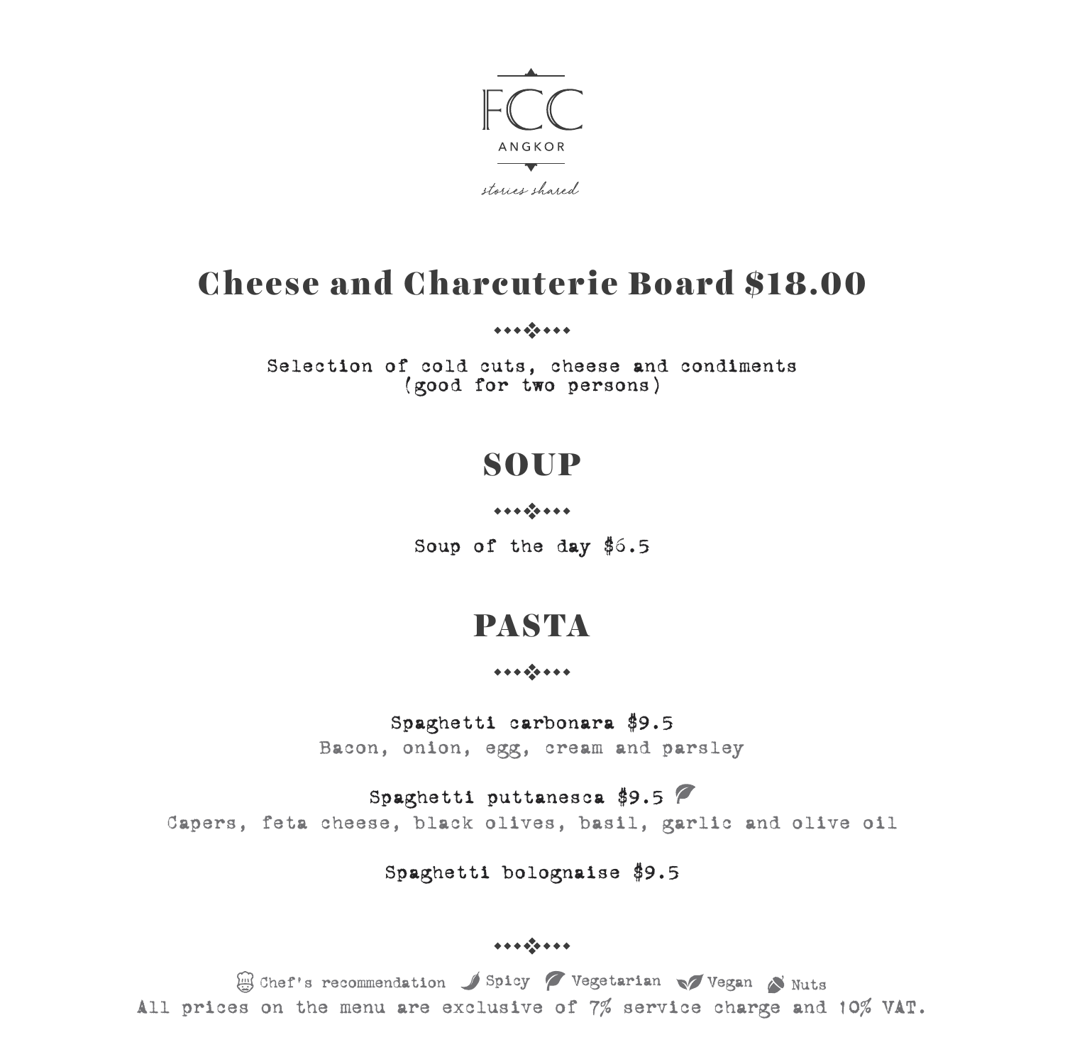FCC

ANGKOR

*stories shared*

# Cheese and Charcuterie Board $18.00

Selection of cold cuts, cheese and condiments
(good for two persons)

# SOUP

Soup of the day $6.5

# PASTA

**Spaghetti carbonara $9.5**
Bacon, onion, egg, cream and parsley

**Spaghetti puttanesca $9.5** (Vegetarian)
Capers, feta cheese, black olives, basil, garlic and olive oil

**Spaghetti bolognaise $9.5**

Chef's recommendation · Spicy · Vegetarian · Vegan · Nuts

All prices on the menu are exclusive of 7% service charge and 10% VAT.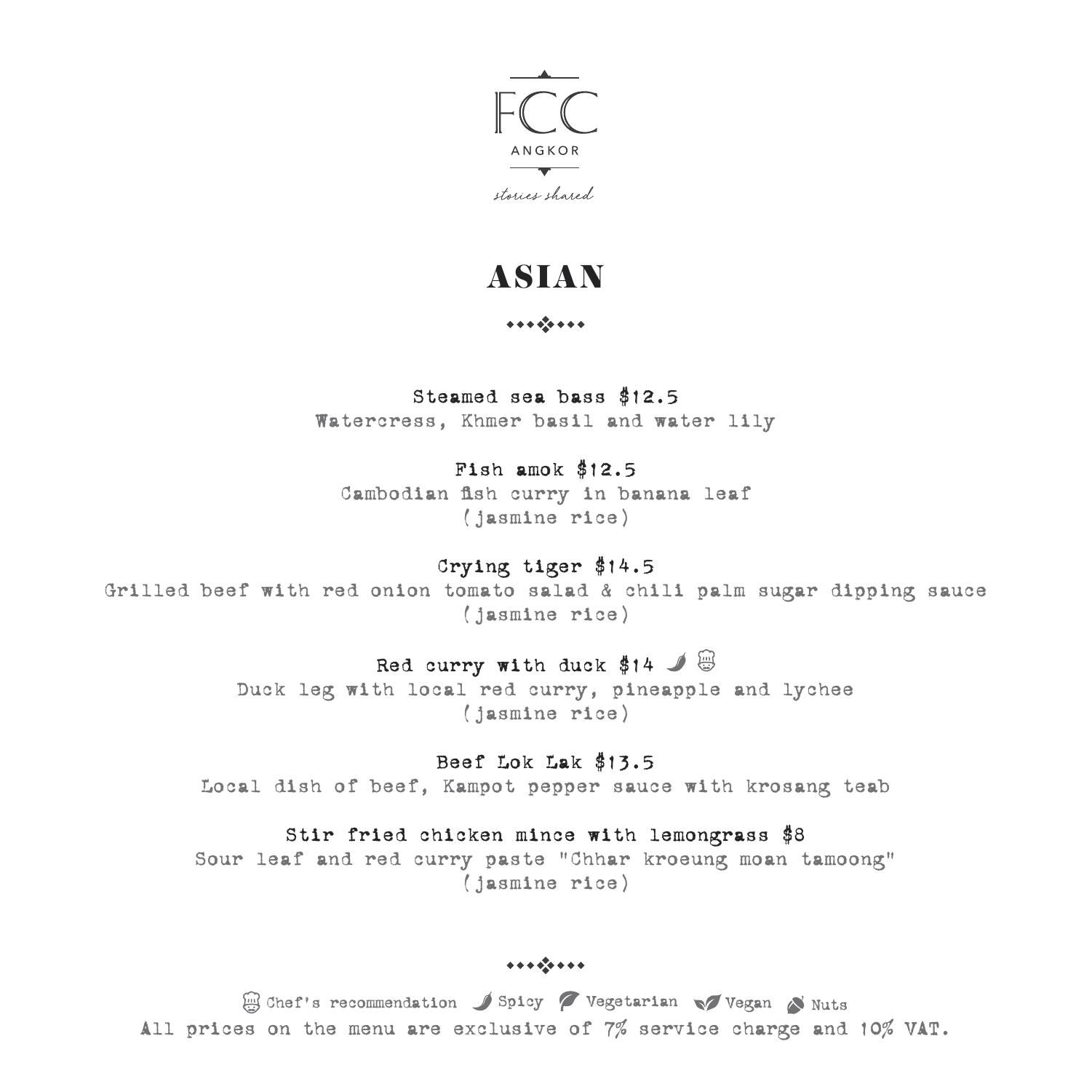FCC

ANGKOR

*stories shared*

# ASIAN

**Steamed sea bass $12.5**
Watercress, Khmer basil and water lily

**Fish amok $12.5**
Cambodian fish curry in banana leaf
(jasmine rice)

**Crying tiger $14.5**
Grilled beef with red onion tomato salad & chili palm sugar dipping sauce
(jasmine rice)

**Red curry with duck $14** 🌶 (Chef's recommendation)
Duck leg with local red curry, pineapple and lychee
(jasmine rice)

**Beef Lok Lak $13.5**
Local dish of beef, Kampot pepper sauce with krosang teab

**Stir fried chicken mince with lemongrass $8**
Sour leaf and red curry paste "Chhar kroeung moan tamoong"
(jasmine rice)

Chef's recommendation | Spicy | Vegetarian | Vegan | Nuts

All prices on the menu are exclusive of 7% service charge and 10% VAT.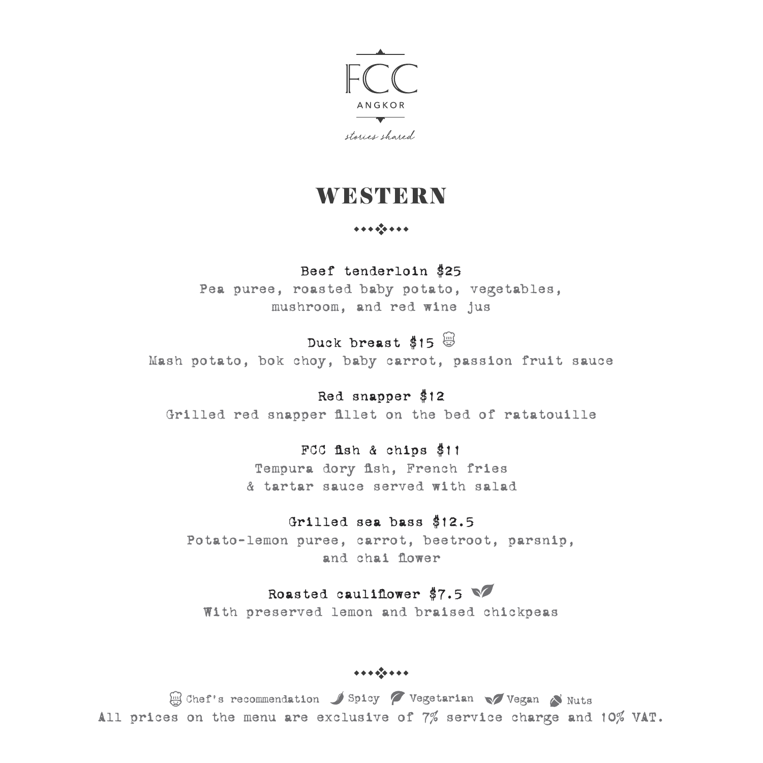FCC

ANGKOR

*stories shared*

# WESTERN

**Beef tenderloin $25**

Pea puree, roasted baby potato, vegetables, mushroom, and red wine jus

**Duck breast $15**

Mash potato, bok choy, baby carrot, passion fruit sauce

**Red snapper $12**

Grilled red snapper fillet on the bed of ratatouille

**FCC fish & chips $11**

Tempura dory fish, French fries & tartar sauce served with salad

**Grilled sea bass $12.5**

Potato-lemon puree, carrot, beetroot, parsnip, and chai flower

**Roasted cauliflower $7.5**

With preserved lemon and braised chickpeas

Chef's recommendation Spicy Vegetarian Vegan Nuts

All prices on the menu are exclusive of 7% service charge and 10% VAT.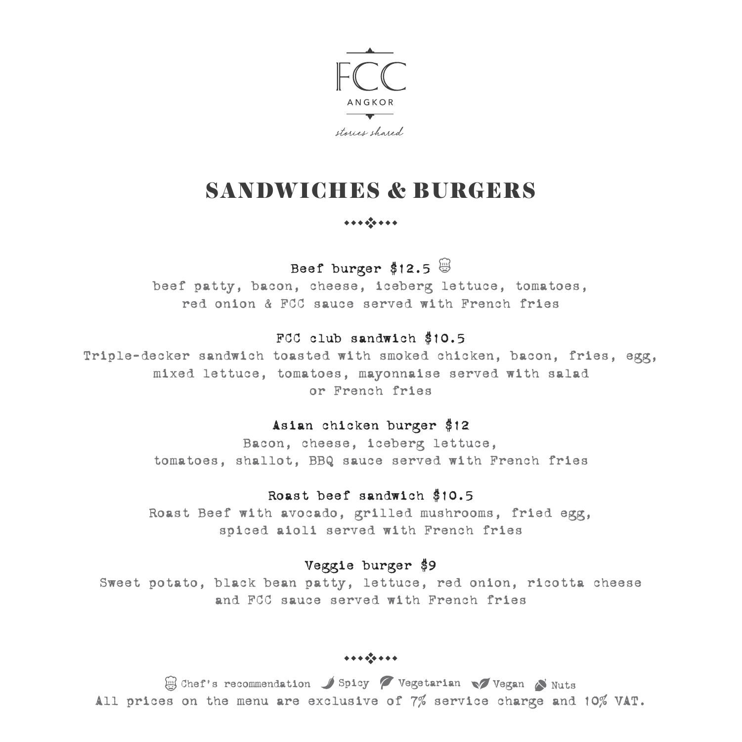FCC

ANGKOR

*stories shared*

# SANDWICHES & BURGERS

**Beef burger $12.5** (Chef's recommendation)

beef patty, bacon, cheese, iceberg lettuce, tomatoes, red onion & FCC sauce served with French fries

**FCC club sandwich $10.5**

Triple-decker sandwich toasted with smoked chicken, bacon, fries, egg, mixed lettuce, tomatoes, mayonnaise served with salad or French fries

**Asian chicken burger $12**

Bacon, cheese, iceberg lettuce, tomatoes, shallot, BBQ sauce served with French fries

**Roast beef sandwich $10.5**

Roast Beef with avocado, grilled mushrooms, fried egg, spiced aioli served with French fries

**Veggie burger $9**

Sweet potato, black bean patty, lettuce, red onion, ricotta cheese and FCC sauce served with French fries

Chef's recommendation Spicy Vegetarian Vegan Nuts

All prices on the menu are exclusive of 7% service charge and 10% VAT.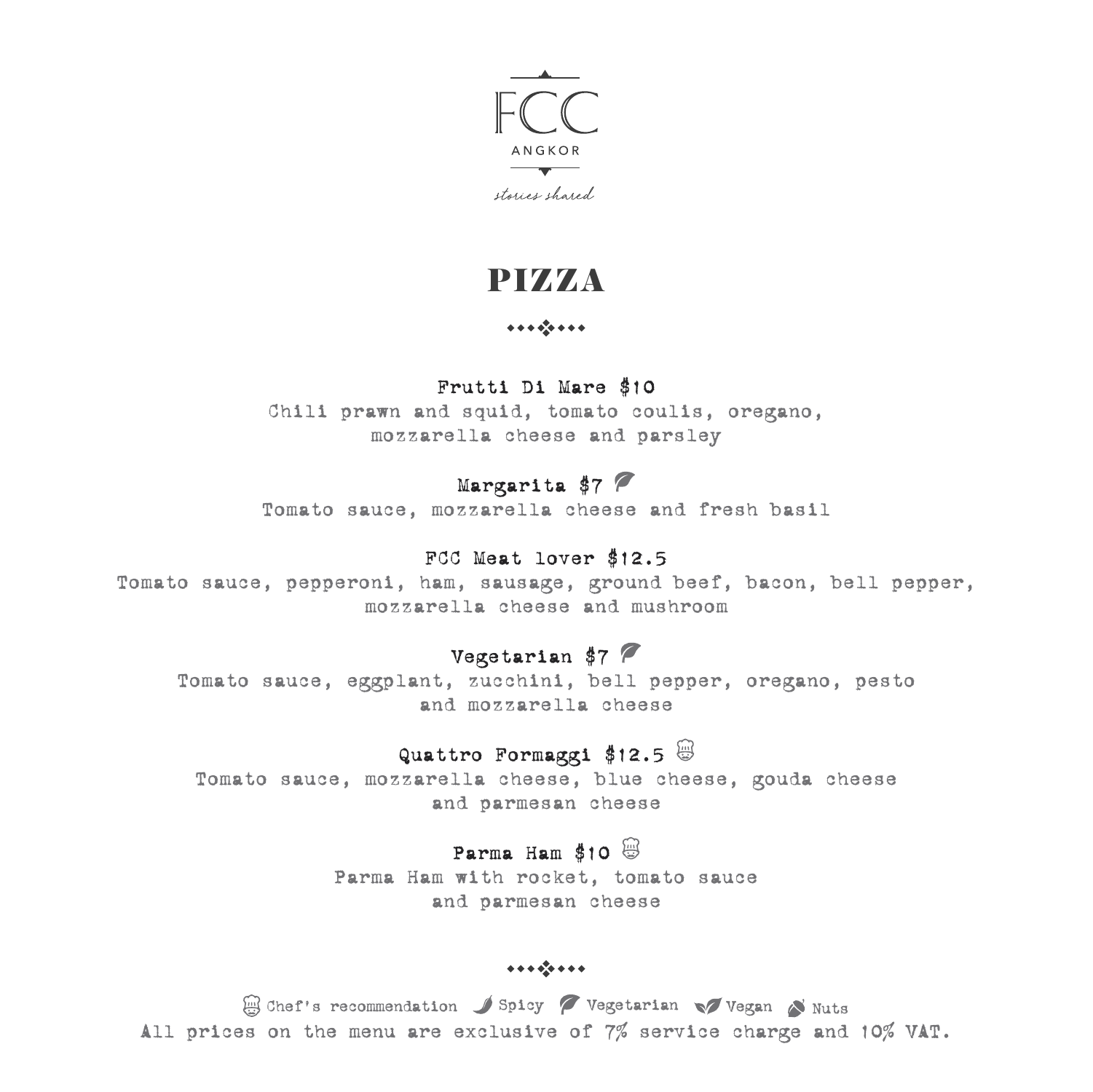FCC

ANGKOR

*stories shared*

# PIZZA

**Frutti Di Mare $10**

Chili prawn and squid, tomato coulis, oregano, mozzarella cheese and parsley

**Margarita $7** (Vegetarian)

Tomato sauce, mozzarella cheese and fresh basil

**FCC Meat lover $12.5**

Tomato sauce, pepperoni, ham, sausage, ground beef, bacon, bell pepper, mozzarella cheese and mushroom

**Vegetarian $7** (Vegetarian)

Tomato sauce, eggplant, zucchini, bell pepper, oregano, pesto and mozzarella cheese

**Quattro Formaggi $12.5** (Chef's recommendation)

Tomato sauce, mozzarella cheese, blue cheese, gouda cheese and parmesan cheese

**Parma Ham $10** (Chef's recommendation)

Parma Ham with rocket, tomato sauce and parmesan cheese

Chef's recommendation | Spicy | Vegetarian | Vegan | Nuts

All prices on the menu are exclusive of 7% service charge and 10% VAT.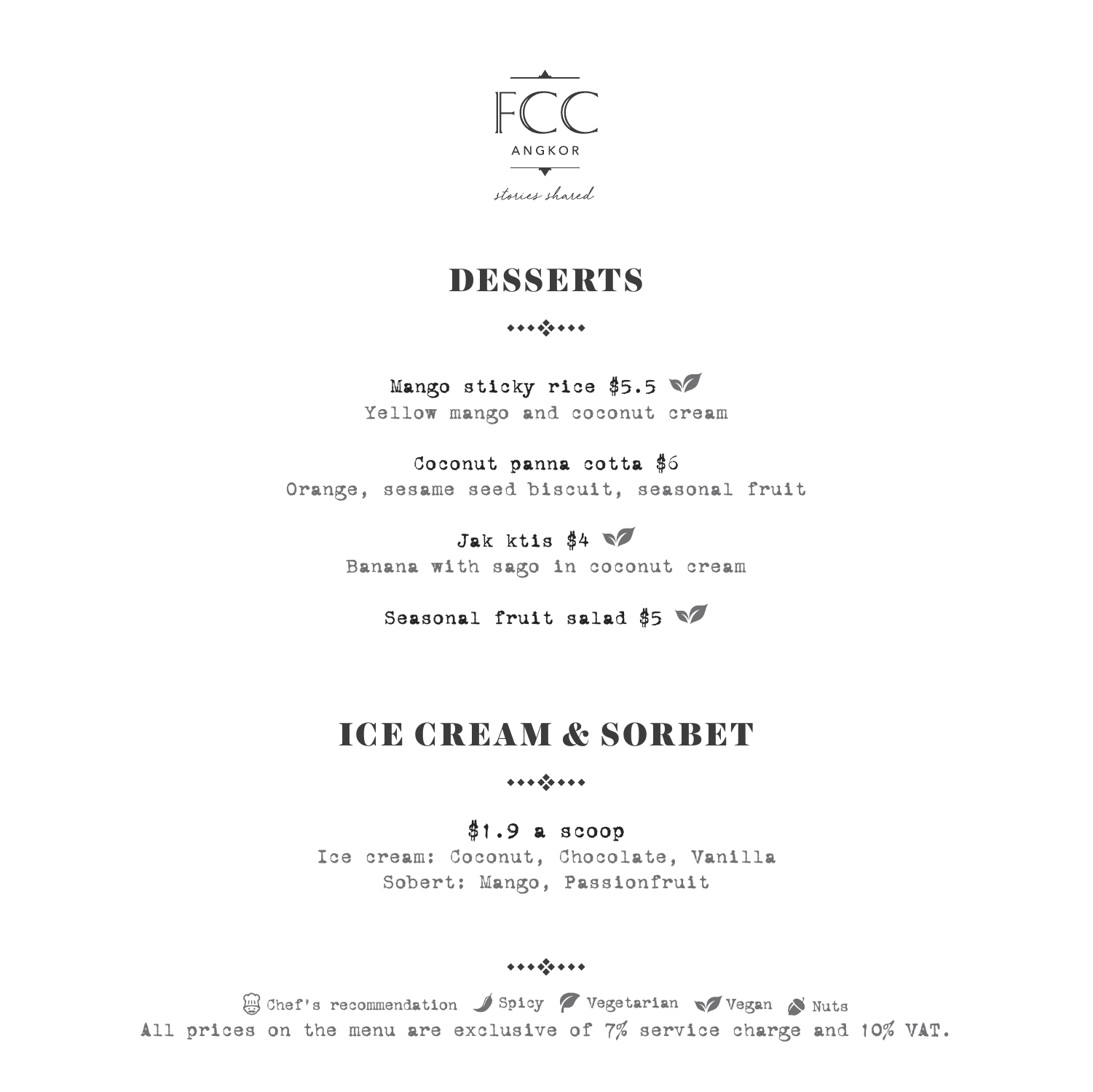FCC
ANGKOR

*stories shared*

# DESSERTS

**Mango sticky rice $5.5** (Vegan)
Yellow mango and coconut cream

**Coconut panna cotta $6**
Orange, sesame seed biscuit, seasonal fruit

**Jak ktis $4** (Vegan)
Banana with sago in coconut cream

**Seasonal fruit salad $5** (Vegan)

# ICE CREAM & SORBET

**$1.9 a scoop**
Ice cream: Coconut, Chocolate, Vanilla
Sobert: Mango, Passionfruit

Chef's recommendation | Spicy | Vegetarian | Vegan | Nuts

All prices on the menu are exclusive of 7% service charge and 10% VAT.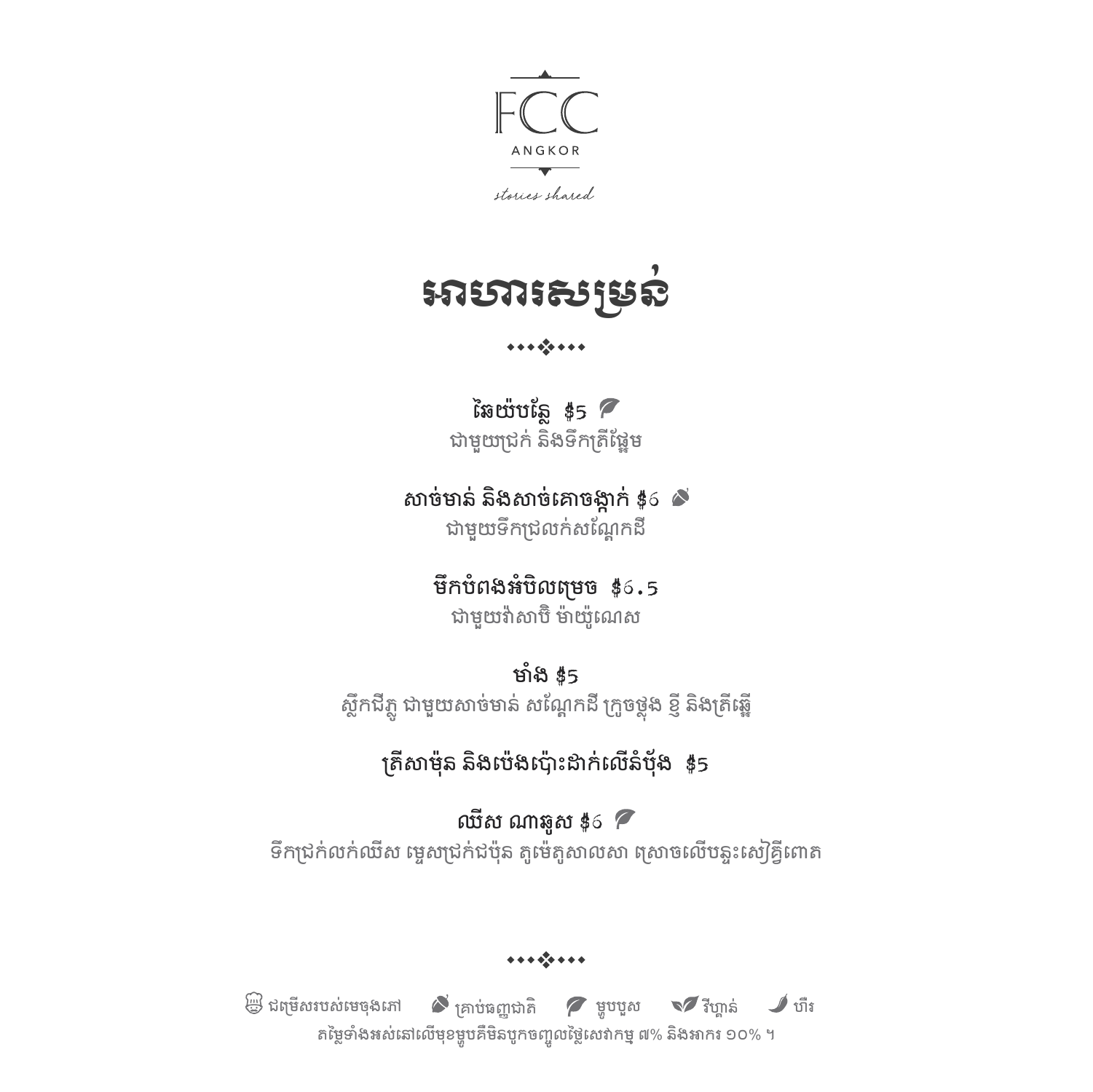FCC

ANGKOR

*stories shared*

# អាហារសម្រន់

••••❖•••

**នែមបន្លែ $5**

ជាមួយជ្រក់ និងទឹកត្រីផ្អែម

**សាច់មាន់ និងសាច់គោចង្កាក់ $6**

ជាមួយទឹកជ្រលក់សណ្តែកដី

**មឹកបំពងអំបិលម្រេច $6.5**

ជាមួយវ៉ាសាប៊ិ ម៉ាយ៉ូណេស

**មាំង $5**

ស្លឹកជីភ្លូ ជាមួយសាច់មាន់ សណ្តែកដី ក្រូចថ្លុង ខ្ទឹ និងត្រីឆ្អើ

**ត្រីសាម៉ុន និងប៉េងប៉ោះដាក់លើនំប៉័ង $5**

**ឈីស ណាឆូស $6**

ទឹកជ្រក់លក់ឈីស ម្ទេសជ្រក់ជប៉ុន តូម៉េតូសាលសា ស្រោចលើបន្ទះសៀគ្វីពោត

••••❖•••

ជម្រើសរបស់មេចុងភៅ | គ្រាប់ធញ្ញជាតិ | ម្ហូបបួស | វីហ្គាន់ | ហឹរ

តម្លៃទាំងអស់នៅលើមុខម្ហូបគឺមិនបូកបញ្ចូលថ្លៃសេវាកម្ម ៧% និងអាករ ១០% ។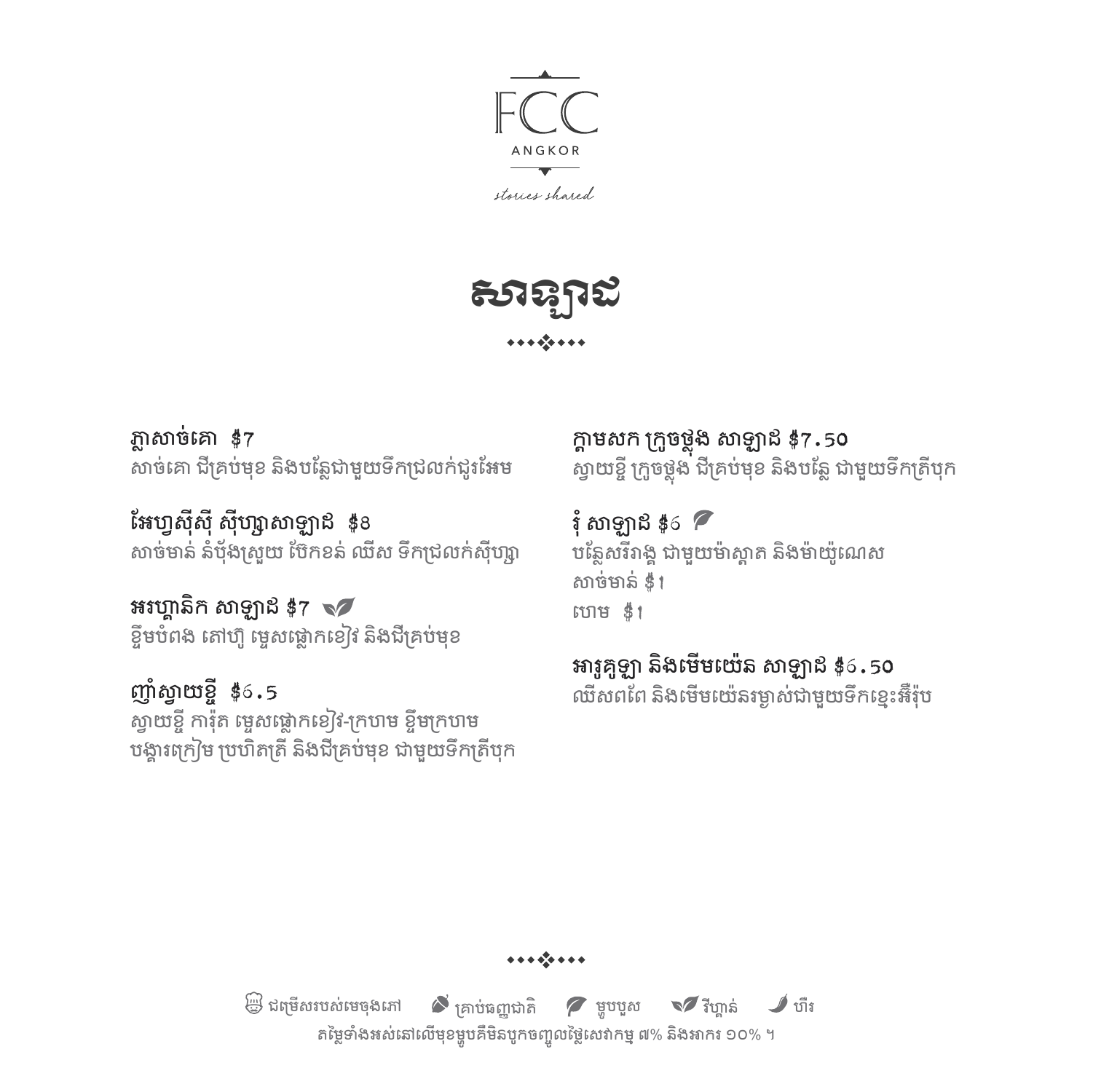FCC

ANGKOR

*stories shared*

# សាឡាដ

••••❖•••

**ភ្លាសាច់គោ $7**
សាច់គោ ជីគ្រប់មុខ និងបន្លែជាមួយទឹកជ្រលក់ជូរអែម

**អែហ្សុីសុី សុីហ្សាសាឡាដ $8**
សាច់មាន់ នំបុ័ងស្រួយ ប៉ែកខន់ ឈីស ទឹកជ្រលក់សុីហ្សា

**អរហ្គានិក សាឡាដ $7**
ខ្ទឹមបំពង តៅហ៊ូ ម្ទេសផ្លោកខៀវ និងជីគ្រប់មុខ

**ញាំស្វាយខ្ចី $6.5**
ស្វាយខ្ចី ការ៉ុត ម្ទេសផ្លោកខៀវ-ក្រហម ខ្ទឹមក្រហម
បង្គារក្រៀម ប្រហិតត្រី និងជីគ្រប់មុខ ជាមួយទឹកត្រីបុក

**ក្តាមសក ក្រូចថ្លុង សាឡាដ $7.50**
ស្វាយខ្ចី ក្រូចថ្លុង ជីគ្រប់មុខ និងបន្លែ ជាមួយទឹកត្រីបុក

**ទុំ សាឡាដ $6**
បន្លែសរីរាង្គ ជាមួយម៉ាស្តាត និងម៉ាយ៉ូណេស
សាច់មាន់ $1
ហេម $1

**អារូគូឡា និងមើមយ៉េន សាឡាដ $6.50**
ឈីសពពែ និងមើមយ៉េនរម្ងាស់ជាមួយទឹកខ្មេះអឺរ៉ុប

••••❖•••

ជម្រើសរបស់មេចុងភៅ | គ្រាប់ធញ្ញជាតិ | ម្ហូបបួស | វីហ្គាន់ | ហឹរ

តម្លៃទាំងអស់នៅលើមុខម្ហូបគឺមិនបូកបញ្ចូលថ្លៃសេវាកម្ម ៧% និងអាករ ១០% ។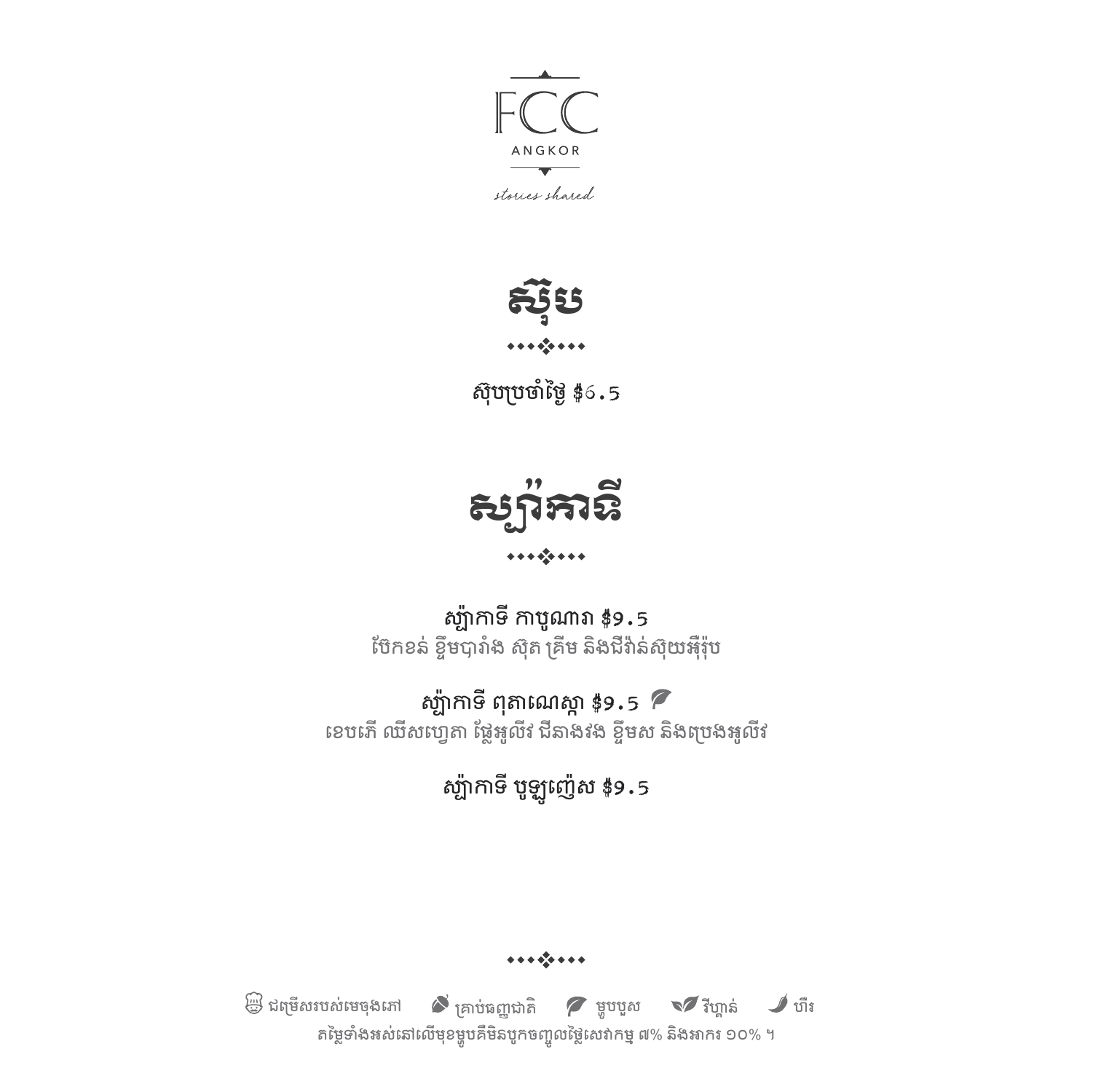FCC

ANGKOR

*stories shared*

# ស៊ុប

សុបប្រចាំថ្ងៃ $៦.5

# ស្ប៉ាកាទី

**ស្ប៉ាកាទី កាបូណារា $៩.5**
ប៉េកខន់ ខ្ទឹមបារាំង ស៊ុត គ្រីម និងជីវ៉ាន់ស៊ុយអ៊ឺរ៉ុប

**ស្ប៉ាកាទី ពុតាណេស្កា $៩.5**
ខេបភើ ឈីសហ្វេតា ផ្លែអូលីវ ជីនាងវង ខ្ទឹមស និងប្រេងអូលីវ

**ស្ប៉ាកាទី បូឡូញ៉េស $៩.5**

ជម្រើសរបស់មេចុងភៅ | គ្រាប់ធញ្ញជាតិ | ម្ហូបបួស | វីហ្គាន់ | ហឹរ

តម្លៃទាំងអស់នៅលើមុខម្ហូបគឺមិនបូកបញ្ចូលថ្លៃសេវាកម្ម ៧% និងអាករ ១០% ។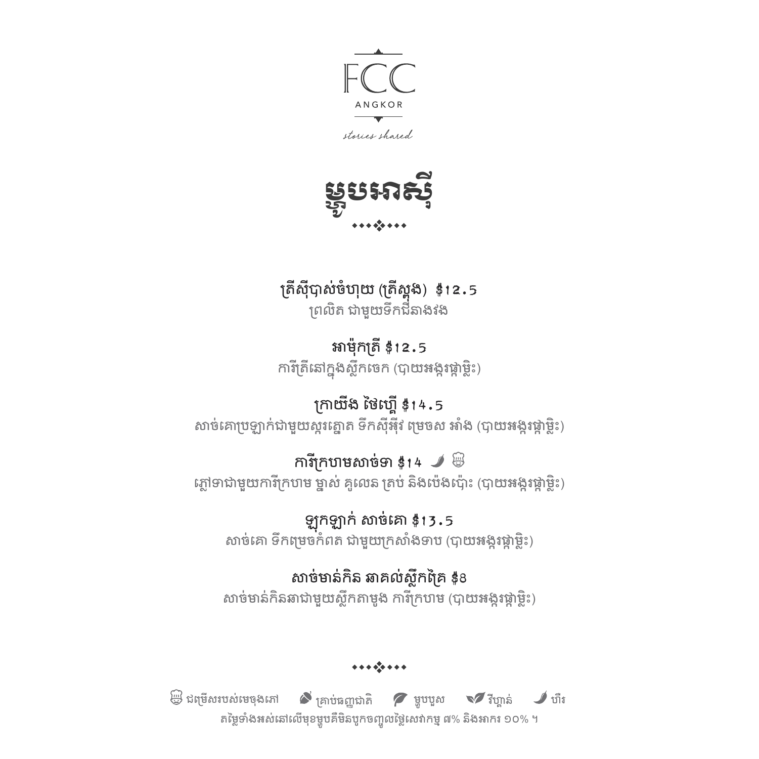FCC

ANGKOR

*stories shared*

# ម្ហូបអាស៊ី

••••❖•••

**ត្រីស៊ីបាស់ចំហុយ (ត្រីស្ពុង) $12.5**

ព្រលិត ជាមួយទឹកជីនាងវង

**អាម៉ុកត្រី $12.5**

ការីត្រីនៅក្នុងស្លឹកចេក (បាយអង្ករផ្កាម្លិះ)

**ក្រាយឹង ថៃហ្គើ $14.5**

សាច់គោប្រឡាក់ជាមួយស្ករត្នោត ទឹកស៊ីអ៊ីវ ម្រេចស អាំង (បាយអង្ករផ្កាម្លិះ)

**ការីក្រហមសាច់ទា $14**

ភ្លៅទាជាមួយការីក្រហម ម្នាស់ គូលេន គ្រប់ និងប៉េងប៉ោះ (បាយអង្ករផ្កាម្លិះ)

**ឡុកឡាក់ សាច់គោ $13.5**

សាច់គោ ទឹកម្រេចកំពត ជាមួយក្រសាំងទាប (បាយអង្ករផ្កាម្លិះ)

**សាច់មាន់កិន ឆាគល់ស្លឹកគ្រៃ $8**

សាច់មាន់កិនឆាជាមួយស្លឹកតាមូង ការីក្រហម (បាយអង្ករផ្កាម្លិះ)

••••❖•••

ជម្រើសរបស់មេចុងភៅ | គ្រាប់ធញ្ញជាតិ | ម្ហូបបួស | វីហ្គាន់ | ហឹរ

តម្លៃទាំងអស់នៅលើមុខម្ហូបគឺមិនបូកបញ្ចូលថ្លៃសេវាកម្ម ៧% និងអាករ ១០% ។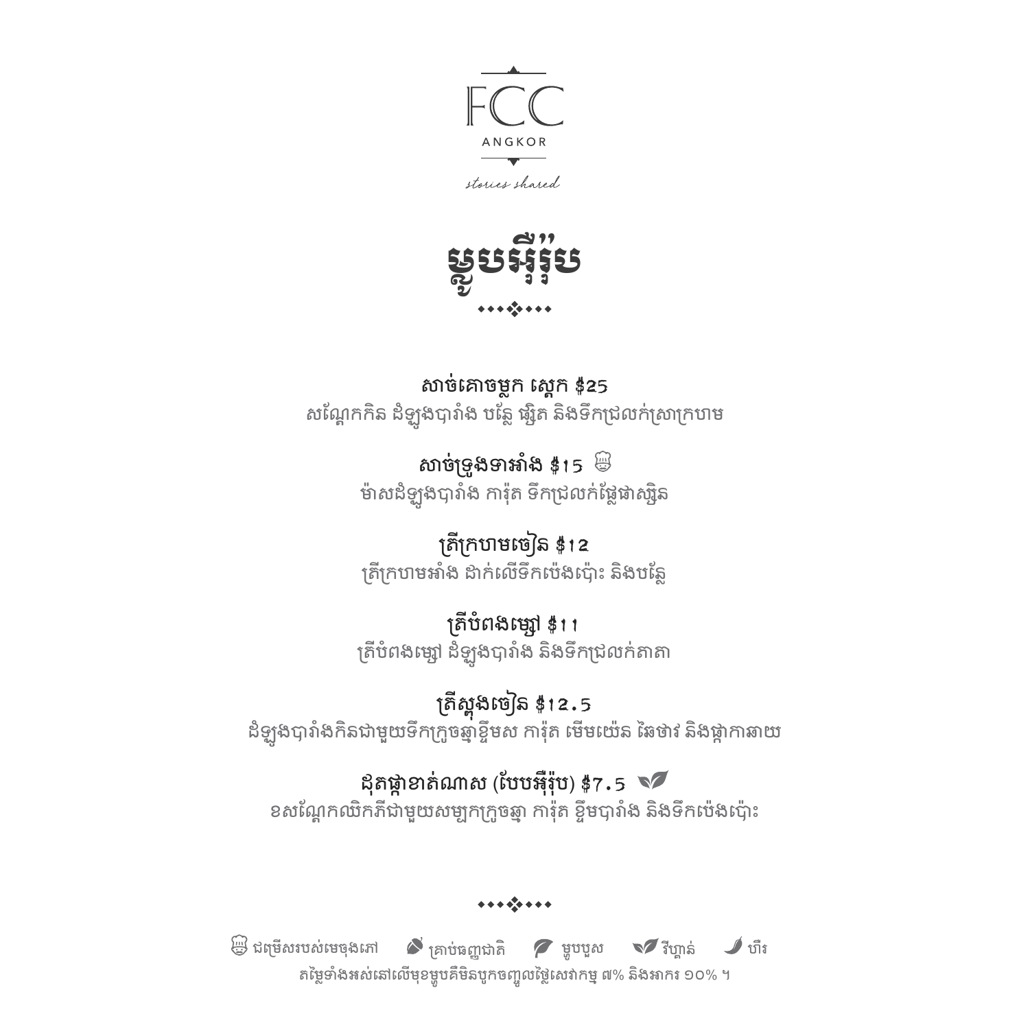FCC

ANGKOR

*stories shared*

# ម្ហូបអឺរ៉ុប

◆◆◆❖◆◆◆

**សាច់គោចម្លក ស្ទេក $25**
សណ្តែកកិន ដំឡូងបារាំង បន្លែ ផ្សិត និងទឹកជ្រលក់ស្រាក្រហម

**សាច់ទ្រូងទាអាំង $15** 
ម៉ាសដំឡូងបារាំង ការ៉ុត ទឹកជ្រលក់ផ្លែផាស្សិន

**ត្រីក្រហមចៀន $12**
ត្រីក្រហមអាំង ដាក់លើទឹកប៉េងប៉ោះ និងបន្លែ

**ត្រីបំពងម្សៅ $11**
ត្រីបំពងម្សៅ ដំឡូងបារាំង និងទឹកជ្រលក់តាតា

**ត្រីស្ពុងចៀន $12.5**
ដំឡូងបារាំងកិនជាមួយទឹកក្រូចឆ្មាខ្ទឹមស ការ៉ុត មើមយ៉េន ឆៃថាវ និងផ្កាកាឆាយ

**ដុតផ្កាខាត់ណាស (បែបអឺរ៉ុប) $7.5**
ខសណ្តែកឈិកភីជាមួយសម្បកក្រូចឆ្មា ការ៉ុត ខ្ទឹមបារាំង និងទឹកប៉េងប៉ោះ

◆◆◆❖◆◆◆

ជម្រើសរបស់មេចុងភៅ | គ្រាប់ធញ្ញជាតិ | ម្ហូបបួស | វីហ្គាន់ | ហឹរ

តម្លៃទាំងអស់នៅលើមុខម្ហូបគឺមិនបូកចញ្ចូលថ្លៃសេវាកម្ម ៧% និងអាករ ១០% ។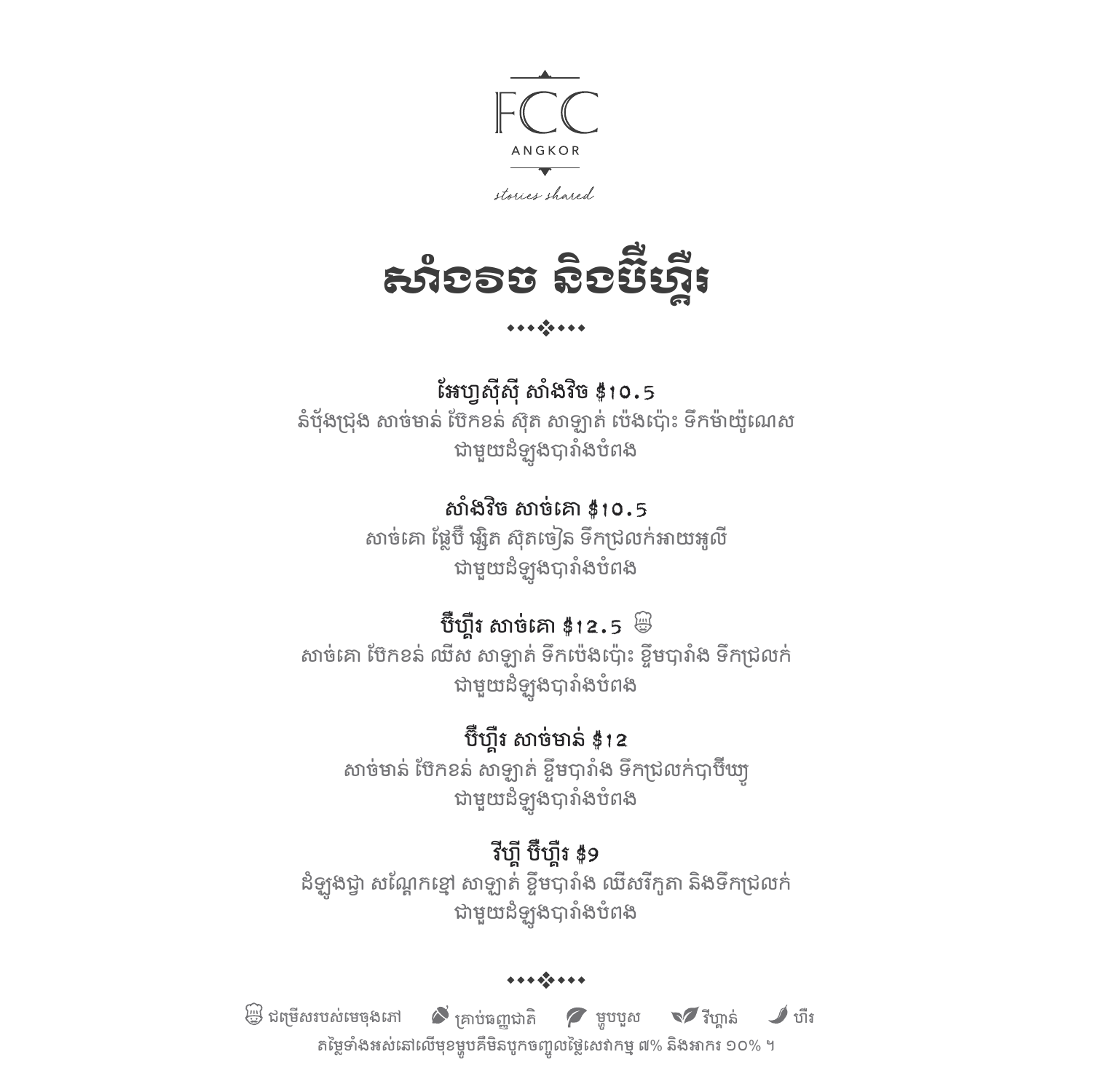FCC

ANGKOR

*stories shared*

# សាំងវិច និងប៊ឺហ្គឺរ

••••❖••••

### អែហ្វស៊ីស៊ី សាំងវិច $10.5

នំប៉័ងជ្រុង សាច់មាន់ ប៊ែកខន់ ស៊ុត សាឡាត់ ប៉េងប៉ោះ ទឹកម៉ាយ៉ូណេស
ជាមួយដំឡូងបារាំងបំពង

### សាំងវិច សាច់គោ $10.5

សាច់គោ ផ្លែប៊ី ផ្សិត ស៊ុតចៀន ទឹកជ្រលក់អាយអូលី
ជាមួយដំឡូងបារាំងបំពង

### ប៊ឺហ្គឺរ សាច់គោ $12.5

សាច់គោ ប៊ែកខន់ ឈីស សាឡាត់ ទឹកប៉េងប៉ោះ ខ្ទឹមបារាំង ទឹកជ្រលក់
ជាមួយដំឡូងបារាំងបំពង

### ប៊ឺហ្គឺរ សាច់មាន់ $12

សាច់មាន់ ប៊ែកខន់ សាឡាត់ ខ្ទឹមបារាំង ទឹកជ្រលក់បាប៊ីឃ្យូ
ជាមួយដំឡូងបារាំងបំពង

### វីហ្គី ប៊ីហ្គឺរ $9

ដំឡូងជ្វា សណ្តែកខ្មៅ សាឡាត់ ខ្ទឹមបារាំង ឈីសវីកូតា និងទឹកជ្រលក់
ជាមួយដំឡូងបារាំងបំពង

••••❖••••

ជម្រើសរបស់មេចុងភៅ   គ្រាប់ធញ្ញជាតិ   ម្ហូបបួស   វីហ្គាន់   ហឹរ

តម្លៃទាំងអស់នៅលើមុខម្ហូបគឺមិនបូកបញ្ចូលថ្លៃសេវាកម្ម ៧% និងអាករ ១០% ។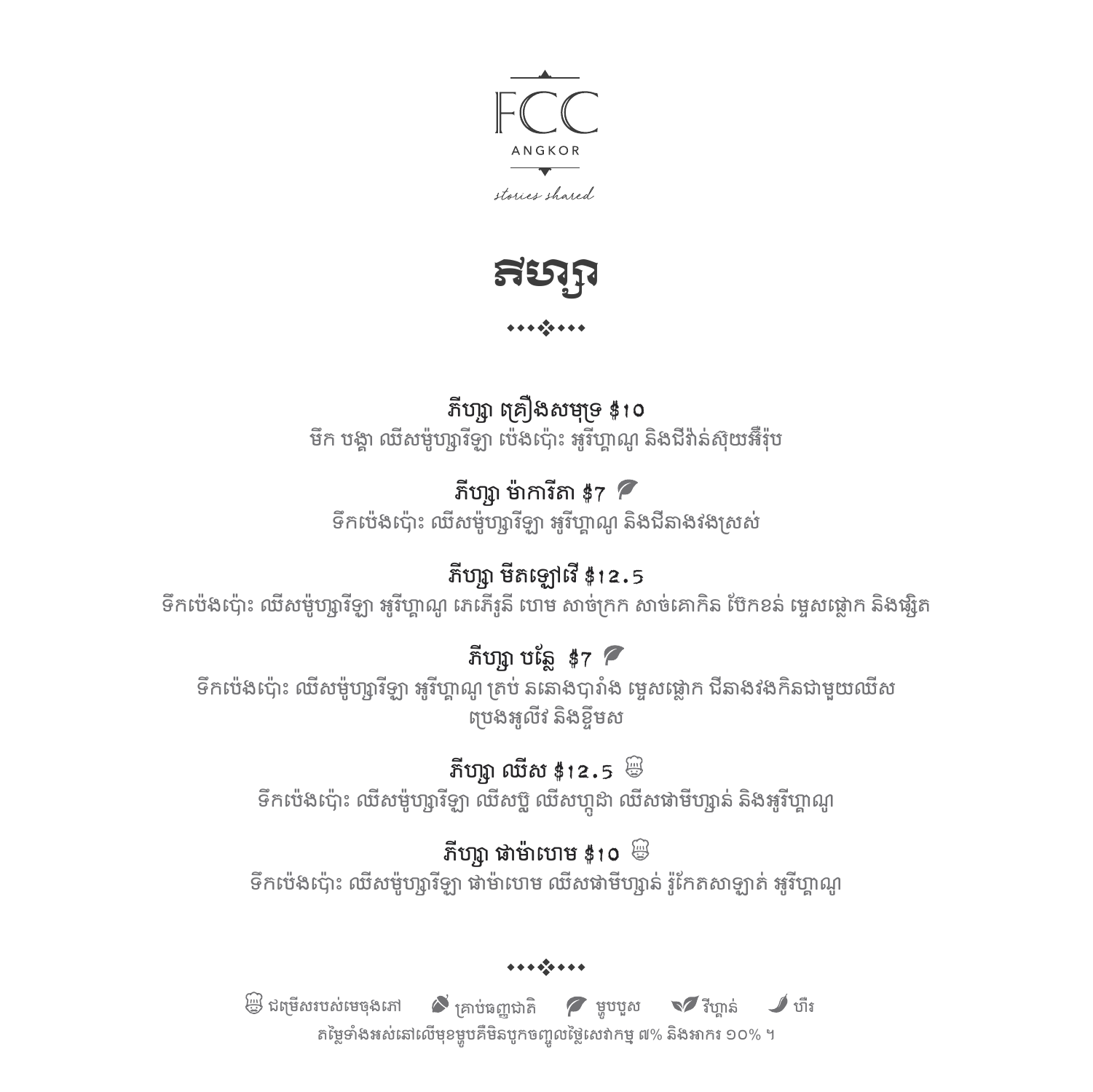FCC

ANGKOR

*stories shared*

# ភីហ្សា

⋄⋄⋄❖⋄⋄⋄

### ភីហ្សា គ្រឿងសមុទ្រ $10

មឹក បង្គា ឈីសម៉ូហ្សារីឡា ប៉េងប៉ោះ អូរីហ្គាណូ និងជីវ៉ាន់ស៊ុយអឺរ៉ុប

### ភីហ្សា ម៉ាការីតា $7 🌿

ទឹកប៉េងប៉ោះ ឈីសម៉ូហ្សារីឡា អូរីហ្គាណូ និងជីនាងវងស្រស់

### ភីហ្សា មីតឡៅវើ $12.5

ទឹកប៉េងប៉ោះ ឈីសម៉ូហ្សារីឡា អូរីហ្គាណូ ភេភើរូនី ហេម សាច់ក្រក សាច់គោកិន ម្ទេសផ្លោក ប៉ែកខន់ និងផ្សិត

### ភីហ្សា បន្លែ $7 🌿

ទឹកប៉េងប៉ោះ ឈីសម៉ូហ្សារីឡា អូរីហ្គាណូ គ្រប់ ននោងបារាំង ម្ទេសផ្លោក ជីនាងវងកិនជាមួយឈីស ប្រេងអូលីវ និងខ្ទឹមស

### ភីហ្សា ឈីស $12.5 👨‍🍳

ទឹកប៉េងប៉ោះ ឈីសម៉ូហ្សារីឡា ឈីសប៊្លូ ឈីសហ្គូដា ឈីសផាមីហ្សាន់ និងអូរីហ្គាណូ

### ភីហ្សា ផាម៉ាហេម $10 👨‍🍳

ទឹកប៉េងប៉ោះ ឈីសម៉ូហ្សារីឡា ផាម៉ាហេម ឈីសផាមីហ្សាន់ រ៉ូកែតសាឡាត់ អូរីហ្គាណូ

⋄⋄⋄❖⋄⋄⋄

👨‍🍳 ជម្រើសរបស់មេចុងភៅ 🌰 គ្រាប់ធញ្ញជាតិ 🌿 មួបបួស 🌿 វីហ្គាន់ 🌶 ហឹរ

តម្លៃទាំងអស់នៅលើមុខម្ហូបគឺមិនបូកបញ្ចូលថ្លៃសេវាកម្ម ៧% និងអាករ ១០% ។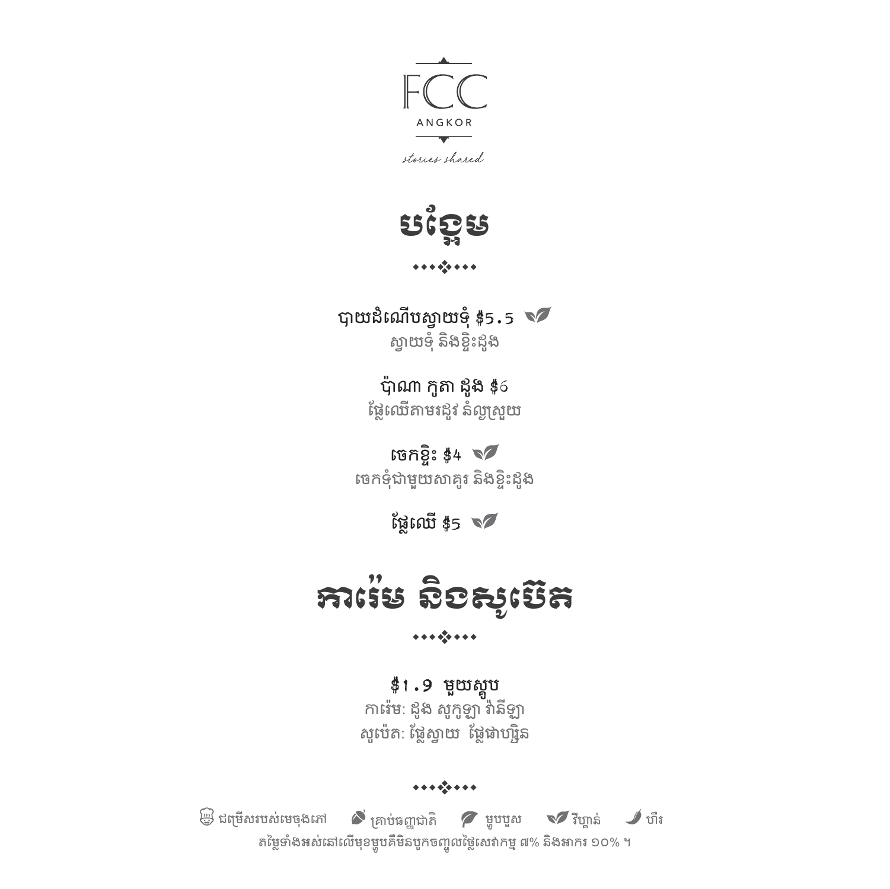FCC

ANGKOR

*stories shared*

# បង្អែម

••••❖•••

**បាយដំណើបស្វាយទុំ $5.5** 🍃🍃

ស្វាយទុំ និងខ្ទិះដូង

**ប៉ាណា កូតា ដូង $6**

ផ្លែឈើតាមរដូវ នំល្មស្រួយ

**ចេកខ្ទិះ $4** 🍃🍃

ចេកទុំជាមួយសាគូរ និងខ្ទិះដូង

**ផ្លែឈើ $5** 🍃🍃

# ការ៉េម និងសូប៊េត

••••❖•••

**$1.9 មួយស្កូប**

ការ៉េម: ដូង សូកូឡា វ៉ានីឡា

សូប៉េត: ផ្លែស្វាយ ផ្លែផាហ្សិន

••••❖•••

ជម្រើសរបស់មេចុងភៅ | គ្រាប់ធញ្ញជាតិ | ម្ហូបបួស | វីហ្គាន់ | ហឹរ

តម្លៃទាំងអស់នៅលើមុខម្ហូបគឺមិនបូកបញ្ចូលថ្លៃសេវាកម្ម ៧% និងអាករ ១០% ។